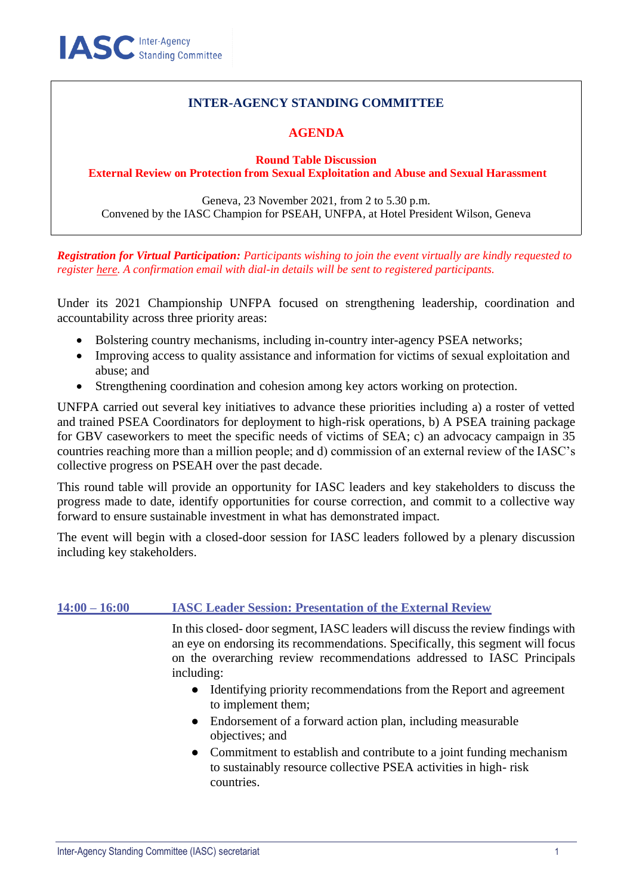IASC Inter-Agency Standing Committee

# INTER-AGENCY STANDING COMMITTEE

## AGENDA

### Round Table Discussion
### External Review on Protection from Sexual Exploitation and Abuse and Sexual Harassment

Geneva, 23 November 2021, from 2 to 5.30 p.m.
Convened by the IASC Champion for PSEAH, UNFPA, at Hotel President Wilson, Geneva

***Registration for Virtual Participation:*** *Participants wishing to join the event virtually are kindly requested to register here. A confirmation email with dial-in details will be sent to registered participants.*

Under its 2021 Championship UNFPA focused on strengthening leadership, coordination and accountability across three priority areas:

- Bolstering country mechanisms, including in-country inter-agency PSEA networks;
- Improving access to quality assistance and information for victims of sexual exploitation and abuse; and
- Strengthening coordination and cohesion among key actors working on protection.

UNFPA carried out several key initiatives to advance these priorities including a) a roster of vetted and trained PSEA Coordinators for deployment to high-risk operations, b) A PSEA training package for GBV caseworkers to meet the specific needs of victims of SEA; c) an advocacy campaign in 35 countries reaching more than a million people; and d) commission of an external review of the IASC's collective progress on PSEAH over the past decade.

This round table will provide an opportunity for IASC leaders and key stakeholders to discuss the progress made to date, identify opportunities for course correction, and commit to a collective way forward to ensure sustainable investment in what has demonstrated impact.

The event will begin with a closed-door session for IASC leaders followed by a plenary discussion including key stakeholders.

**14:00 – 16:00 IASC Leader Session: Presentation of the External Review**

In this closed- door segment, IASC leaders will discuss the review findings with an eye on endorsing its recommendations. Specifically, this segment will focus on the overarching review recommendations addressed to IASC Principals including:

- Identifying priority recommendations from the Report and agreement to implement them;
- Endorsement of a forward action plan, including measurable objectives; and
- Commitment to establish and contribute to a joint funding mechanism to sustainably resource collective PSEA activities in high- risk countries.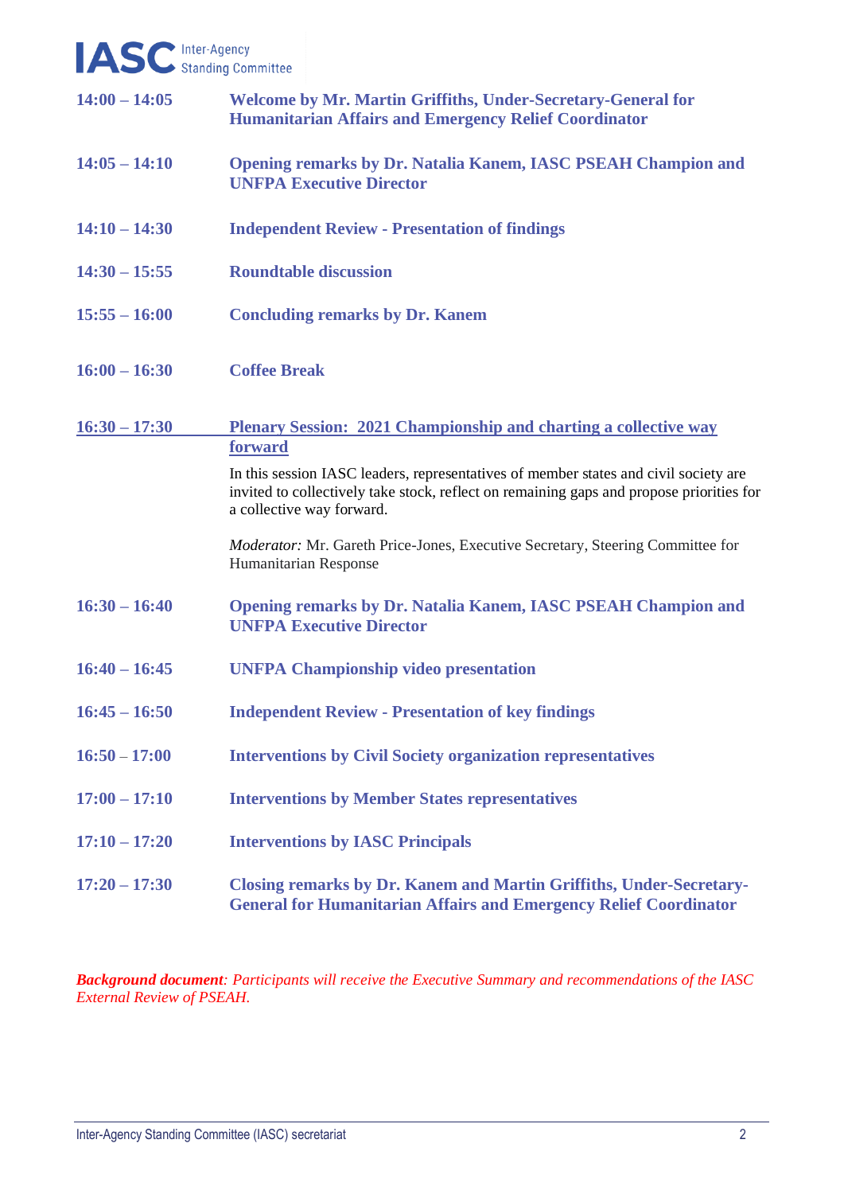| | |
|---|---|
| **14:00 – 14:05** | **Welcome by Mr. Martin Griffiths, Under-Secretary-General for Humanitarian Affairs and Emergency Relief Coordinator** |
| **14:05 – 14:10** | **Opening remarks by Dr. Natalia Kanem, IASC PSEAH Champion and UNFPA Executive Director** |
| **14:10 – 14:30** | **Independent Review - Presentation of findings** |
| **14:30 – 15:55** | **Roundtable discussion** |
| **15:55 – 16:00** | **Concluding remarks by Dr. Kanem** |
| **16:00 – 16:30** | **Coffee Break** |
| **16:30 – 17:30** | **Plenary Session: 2021 Championship and charting a collective way forward**<br><br>In this session IASC leaders, representatives of member states and civil society are invited to collectively take stock, reflect on remaining gaps and propose priorities for a collective way forward.<br><br>*Moderator:* Mr. Gareth Price-Jones, Executive Secretary, Steering Committee for Humanitarian Response |
| **16:30 – 16:40** | **Opening remarks by Dr. Natalia Kanem, IASC PSEAH Champion and UNFPA Executive Director** |
| **16:40 – 16:45** | **UNFPA Championship video presentation** |
| **16:45 – 16:50** | **Independent Review - Presentation of key findings** |
| **16:50 – 17:00** | **Interventions by Civil Society organization representatives** |
| **17:00 – 17:10** | **Interventions by Member States representatives** |
| **17:10 – 17:20** | **Interventions by IASC Principals** |
| **17:20 – 17:30** | **Closing remarks by Dr. Kanem and Martin Griffiths, Under-Secretary-General for Humanitarian Affairs and Emergency Relief Coordinator** |

***Background document**: Participants will receive the Executive Summary and recommendations of the IASC External Review of PSEAH.*